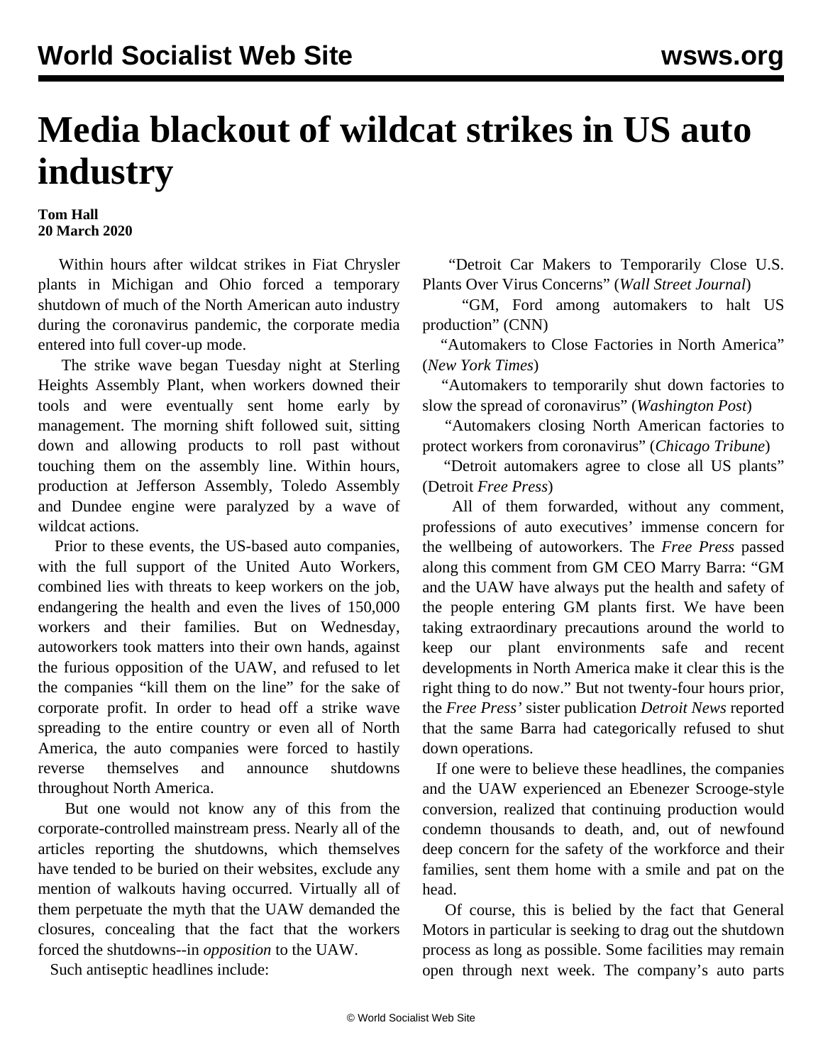# Media blackout of wildcat strikes in US auto industry

**Tom Hall**
**20 March 2020**

Within hours after wildcat strikes in Fiat Chrysler plants in Michigan and Ohio forced a temporary shutdown of much of the North American auto industry during the coronavirus pandemic, the corporate media entered into full cover-up mode.

The strike wave began Tuesday night at Sterling Heights Assembly Plant, when workers downed their tools and were eventually sent home early by management. The morning shift followed suit, sitting down and allowing products to roll past without touching them on the assembly line. Within hours, production at Jefferson Assembly, Toledo Assembly and Dundee engine were paralyzed by a wave of wildcat actions.

Prior to these events, the US-based auto companies, with the full support of the United Auto Workers, combined lies with threats to keep workers on the job, endangering the health and even the lives of 150,000 workers and their families. But on Wednesday, autoworkers took matters into their own hands, against the furious opposition of the UAW, and refused to let the companies "kill them on the line" for the sake of corporate profit. In order to head off a strike wave spreading to the entire country or even all of North America, the auto companies were forced to hastily reverse themselves and announce shutdowns throughout North America.

But one would not know any of this from the corporate-controlled mainstream press. Nearly all of the articles reporting the shutdowns, which themselves have tended to be buried on their websites, exclude any mention of walkouts having occurred. Virtually all of them perpetuate the myth that the UAW demanded the closures, concealing that the fact that the workers forced the shutdowns--in *opposition* to the UAW.

Such antiseptic headlines include:

"Detroit Car Makers to Temporarily Close U.S. Plants Over Virus Concerns" (*Wall Street Journal*)

"GM, Ford among automakers to halt US production" (CNN)

"Automakers to Close Factories in North America" (*New York Times*)

"Automakers to temporarily shut down factories to slow the spread of coronavirus" (*Washington Post*)

"Automakers closing North American factories to protect workers from coronavirus" (*Chicago Tribune*)

"Detroit automakers agree to close all US plants" (Detroit *Free Press*)

All of them forwarded, without any comment, professions of auto executives' immense concern for the wellbeing of autoworkers. The *Free Press* passed along this comment from GM CEO Marry Barra: "GM and the UAW have always put the health and safety of the people entering GM plants first. We have been taking extraordinary precautions around the world to keep our plant environments safe and recent developments in North America make it clear this is the right thing to do now." But not twenty-four hours prior, the *Free Press'* sister publication *Detroit News* reported that the same Barra had categorically refused to shut down operations.

If one were to believe these headlines, the companies and the UAW experienced an Ebenezer Scrooge-style conversion, realized that continuing production would condemn thousands to death, and, out of newfound deep concern for the safety of the workforce and their families, sent them home with a smile and pat on the head.

Of course, this is belied by the fact that General Motors in particular is seeking to drag out the shutdown process as long as possible. Some facilities may remain open through next week. The company's auto parts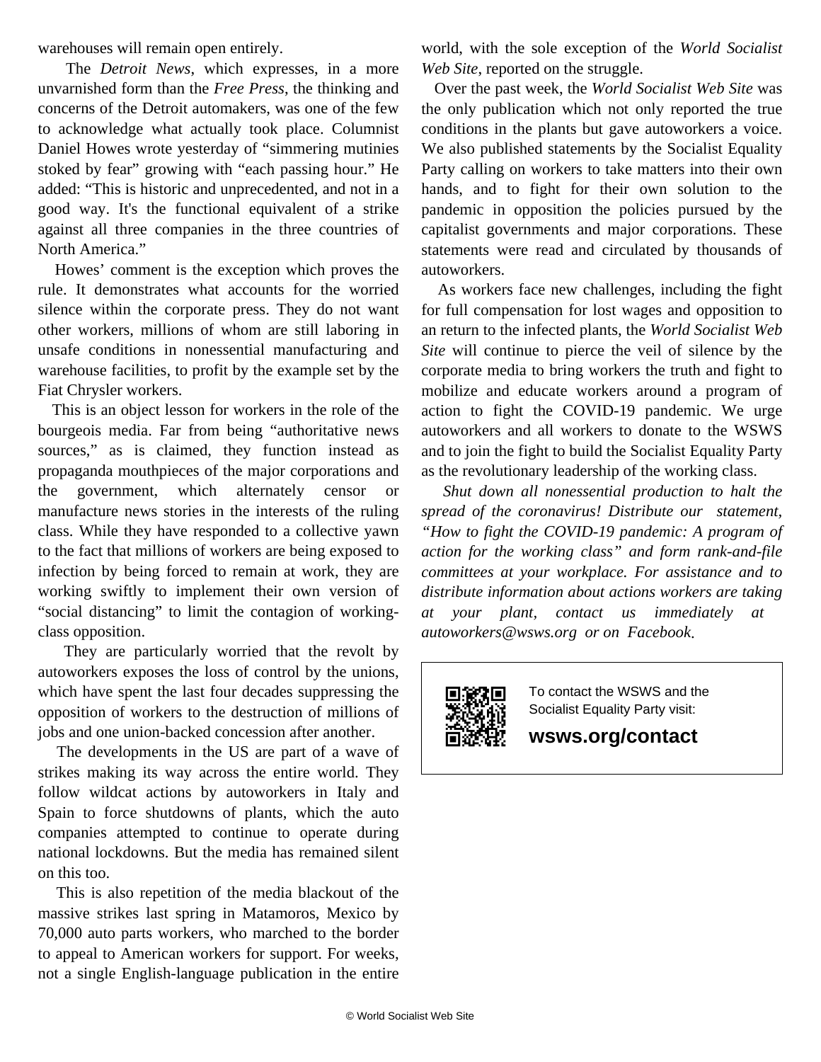warehouses will remain open entirely.

The *Detroit News*, which expresses, in a more unvarnished form than the *Free Press*, the thinking and concerns of the Detroit automakers, was one of the few to acknowledge what actually took place. Columnist Daniel Howes wrote yesterday of "simmering mutinies stoked by fear" growing with "each passing hour." He added: "This is historic and unprecedented, and not in a good way. It's the functional equivalent of a strike against all three companies in the three countries of North America."

Howes' comment is the exception which proves the rule. It demonstrates what accounts for the worried silence within the corporate press. They do not want other workers, millions of whom are still laboring in unsafe conditions in nonessential manufacturing and warehouse facilities, to profit by the example set by the Fiat Chrysler workers.

This is an object lesson for workers in the role of the bourgeois media. Far from being "authoritative news sources," as is claimed, they function instead as propaganda mouthpieces of the major corporations and the government, which alternately censor or manufacture news stories in the interests of the ruling class. While they have responded to a collective yawn to the fact that millions of workers are being exposed to infection by being forced to remain at work, they are working swiftly to implement their own version of "social distancing" to limit the contagion of working-class opposition.

They are particularly worried that the revolt by autoworkers exposes the loss of control by the unions, which have spent the last four decades suppressing the opposition of workers to the destruction of millions of jobs and one union-backed concession after another.

The developments in the US are part of a wave of strikes making its way across the entire world. They follow wildcat actions by autoworkers in Italy and Spain to force shutdowns of plants, which the auto companies attempted to continue to operate during national lockdowns. But the media has remained silent on this too.

This is also repetition of the media blackout of the massive strikes last spring in Matamoros, Mexico by 70,000 auto parts workers, who marched to the border to appeal to American workers for support. For weeks, not a single English-language publication in the entire world, with the sole exception of the *World Socialist Web Site*, reported on the struggle.

Over the past week, the *World Socialist Web Site* was the only publication which not only reported the true conditions in the plants but gave autoworkers a voice. We also published statements by the Socialist Equality Party calling on workers to take matters into their own hands, and to fight for their own solution to the pandemic in opposition the policies pursued by the capitalist governments and major corporations. These statements were read and circulated by thousands of autoworkers.

As workers face new challenges, including the fight for full compensation for lost wages and opposition to an return to the infected plants, the *World Socialist Web Site* will continue to pierce the veil of silence by the corporate media to bring workers the truth and fight to mobilize and educate workers around a program of action to fight the COVID-19 pandemic. We urge autoworkers and all workers to donate to the WSWS and to join the fight to build the Socialist Equality Party as the revolutionary leadership of the working class.

*Shut down all nonessential production to halt the spread of the coronavirus! Distribute our statement, "How to fight the COVID-19 pandemic: A program of action for the working class" and form rank-and-file committees at your workplace. For assistance and to distribute information about actions workers are taking at your plant, contact us immediately at autoworkers@wsws.org or on Facebook.*

To contact the WSWS and the Socialist Equality Party visit:

**wsws.org/contact**